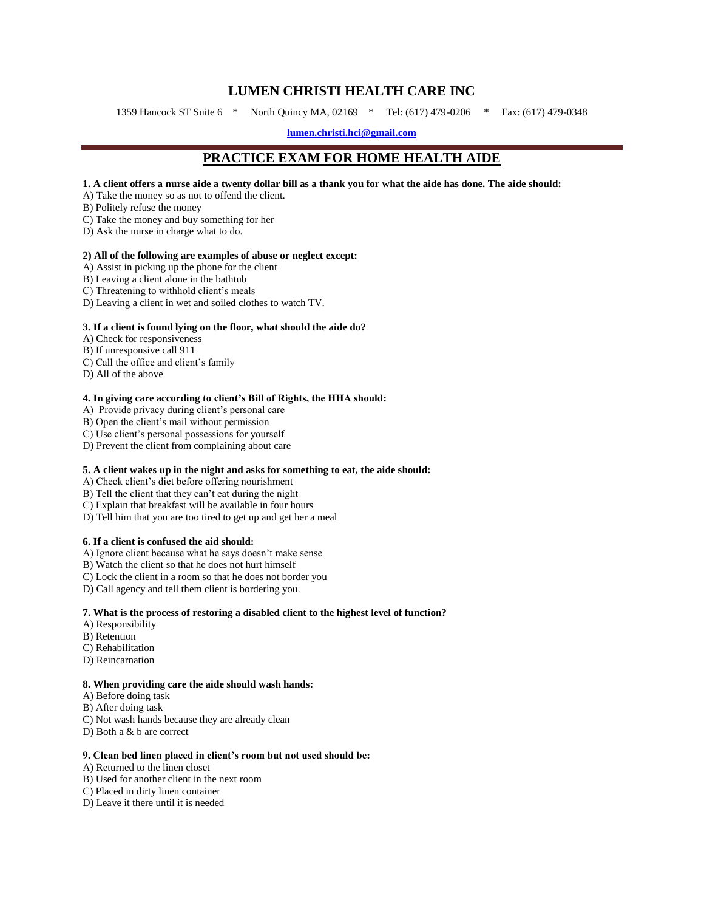# LUMEN CHRISTI HEALTH CARE INC

1359 Hancock ST Suite 6 * North Quincy MA, 02169 * Tel: (617) 479-0206 * Fax: (617) 479-0348

lumen.christi.hci@gmail.com

## PRACTICE EXAM FOR HOME HEALTH AIDE

**1. A client offers a nurse aide a twenty dollar bill as a thank you for what the aide has done. The aide should:**

A) Take the money so as not to offend the client.
B) Politely refuse the money
C) Take the money and buy something for her
D) Ask the nurse in charge what to do.

**2) All of the following are examples of abuse or neglect except:**

A) Assist in picking up the phone for the client
B) Leaving a client alone in the bathtub
C) Threatening to withhold client's meals
D) Leaving a client in wet and soiled clothes to watch TV.

**3. If a client is found lying on the floor, what should the aide do?**

A) Check for responsiveness
B) If unresponsive call 911
C) Call the office and client's family
D) All of the above

**4. In giving care according to client's Bill of Rights, the HHA should:**

A) Provide privacy during client's personal care
B) Open the client's mail without permission
C) Use client's personal possessions for yourself
D) Prevent the client from complaining about care

**5. A client wakes up in the night and asks for something to eat, the aide should:**

A) Check client's diet before offering nourishment
B) Tell the client that they can't eat during the night
C) Explain that breakfast will be available in four hours
D) Tell him that you are too tired to get up and get her a meal

**6. If a client is confused the aid should:**

A) Ignore client because what he says doesn't make sense
B) Watch the client so that he does not hurt himself
C) Lock the client in a room so that he does not border you
D) Call agency and tell them client is bordering you.

**7. What is the process of restoring a disabled client to the highest level of function?**

A) Responsibility
B) Retention
C) Rehabilitation
D) Reincarnation

**8. When providing care the aide should wash hands:**

A) Before doing task
B) After doing task
C) Not wash hands because they are already clean
D) Both a & b are correct

**9. Clean bed linen placed in client's room but not used should be:**

A) Returned to the linen closet
B) Used for another client in the next room
C) Placed in dirty linen container
D) Leave it there until it is needed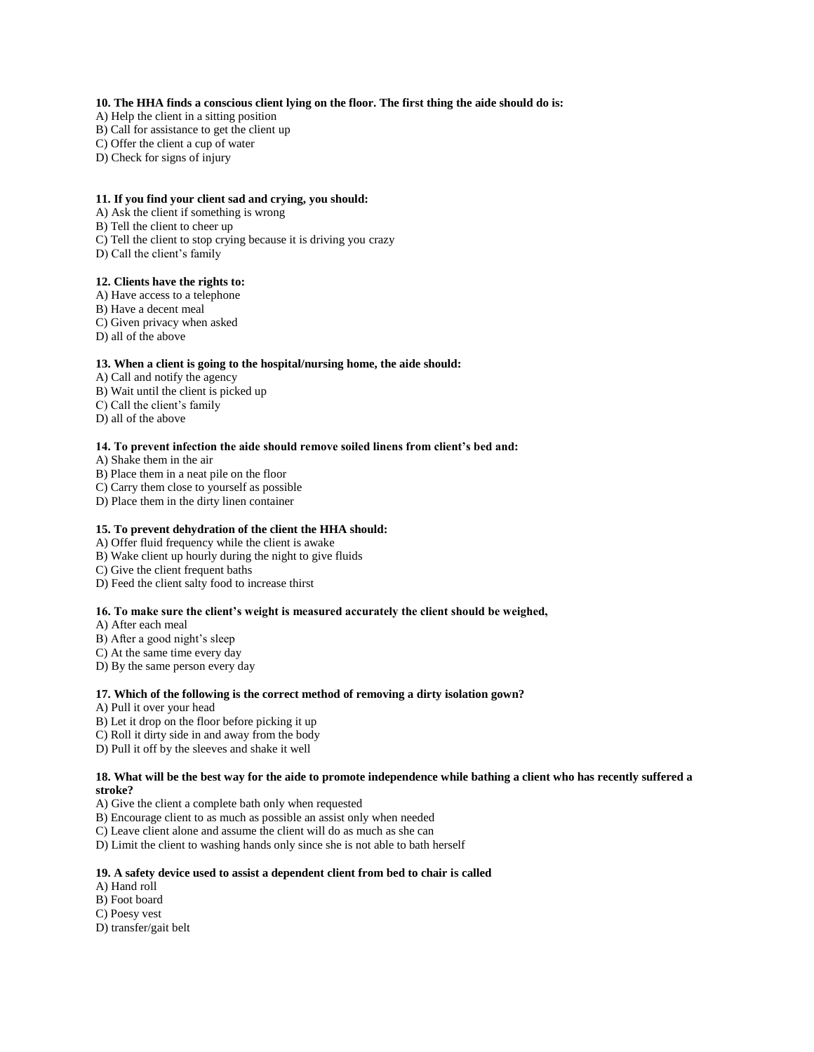**10. The HHA finds a conscious client lying on the floor. The first thing the aide should do is:**
A) Help the client in a sitting position
B) Call for assistance to get the client up
C) Offer the client a cup of water
D) Check for signs of injury

**11. If you find your client sad and crying, you should:**
A) Ask the client if something is wrong
B) Tell the client to cheer up
C) Tell the client to stop crying because it is driving you crazy
D) Call the client's family

**12. Clients have the rights to:**
A) Have access to a telephone
B) Have a decent meal
C) Given privacy when asked
D) all of the above

**13. When a client is going to the hospital/nursing home, the aide should:**
A) Call and notify the agency
B) Wait until the client is picked up
C) Call the client's family
D) all of the above

**14. To prevent infection the aide should remove soiled linens from client's bed and:**
A) Shake them in the air
B) Place them in a neat pile on the floor
C) Carry them close to yourself as possible
D) Place them in the dirty linen container

**15. To prevent dehydration of the client the HHA should:**
A) Offer fluid frequency while the client is awake
B) Wake client up hourly during the night to give fluids
C) Give the client frequent baths
D) Feed the client salty food to increase thirst

**16. To make sure the client's weight is measured accurately the client should be weighed,**
A) After each meal
B) After a good night's sleep
C) At the same time every day
D) By the same person every day

**17. Which of the following is the correct method of removing a dirty isolation gown?**
A) Pull it over your head
B) Let it drop on the floor before picking it up
C) Roll it dirty side in and away from the body
D) Pull it off by the sleeves and shake it well

**18. What will be the best way for the aide to promote independence while bathing a client who has recently suffered a stroke?**
A) Give the client a complete bath only when requested
B) Encourage client to as much as possible an assist only when needed
C) Leave client alone and assume the client will do as much as she can
D) Limit the client to washing hands only since she is not able to bath herself

**19. A safety device used to assist a dependent client from bed to chair is called**
A) Hand roll
B) Foot board
C) Poesy vest
D) transfer/gait belt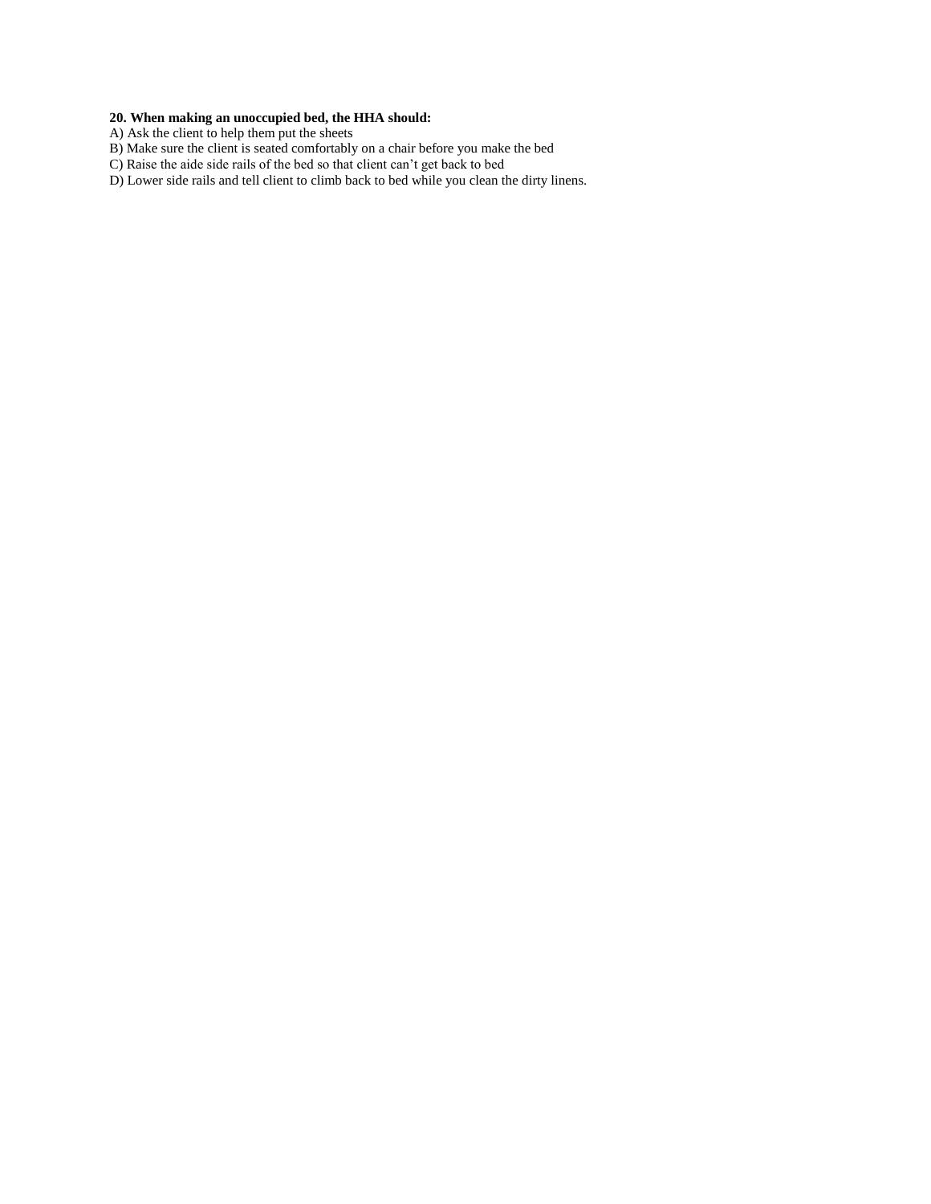**20. When making an unoccupied bed, the HHA should:**

A) Ask the client to help them put the sheets
B) Make sure the client is seated comfortably on a chair before you make the bed
C) Raise the aide side rails of the bed so that client can't get back to bed
D) Lower side rails and tell client to climb back to bed while you clean the dirty linens.